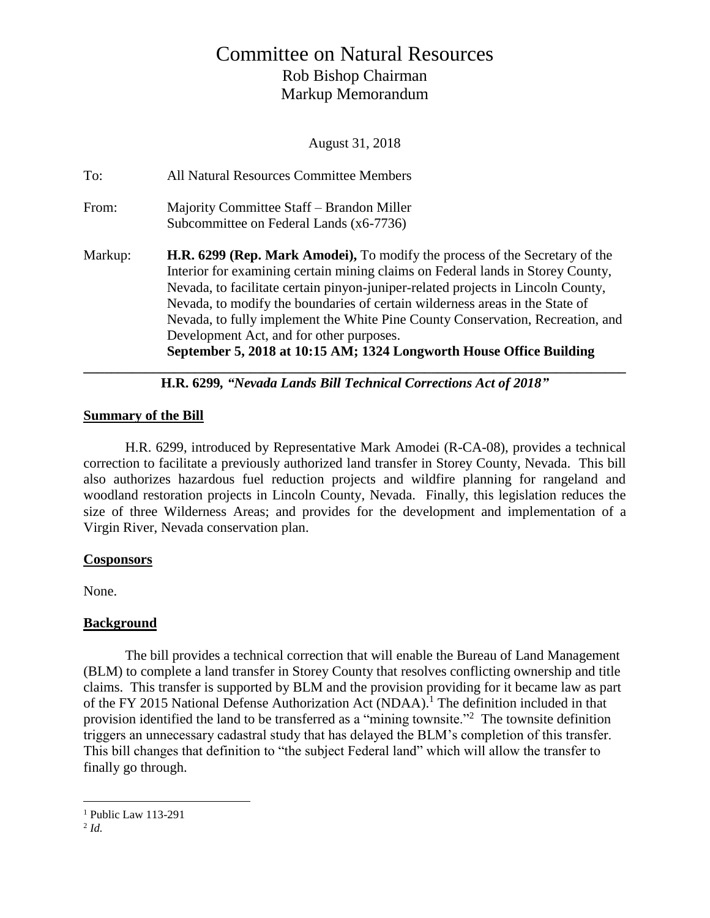# Committee on Natural Resources

Rob Bishop Chairman
Markup Memorandum

August 31, 2018

To: All Natural Resources Committee Members

From: Majority Committee Staff – Brandon Miller
Subcommittee on Federal Lands (x6-7736)

Markup: **H.R. 6299 (Rep. Mark Amodei),** To modify the process of the Secretary of the Interior for examining certain mining claims on Federal lands in Storey County, Nevada, to facilitate certain pinyon-juniper-related projects in Lincoln County, Nevada, to modify the boundaries of certain wilderness areas in the State of Nevada, to fully implement the White Pine County Conservation, Recreation, and Development Act, and for other purposes.
**September 5, 2018 at 10:15 AM; 1324 Longworth House Office Building**

---

**H.R. 6299,** ***"Nevada Lands Bill Technical Corrections Act of 2018"***

## Summary of the Bill

H.R. 6299, introduced by Representative Mark Amodei (R-CA-08), provides a technical correction to facilitate a previously authorized land transfer in Storey County, Nevada. This bill also authorizes hazardous fuel reduction projects and wildfire planning for rangeland and woodland restoration projects in Lincoln County, Nevada. Finally, this legislation reduces the size of three Wilderness Areas; and provides for the development and implementation of a Virgin River, Nevada conservation plan.

## Cosponsors

None.

## Background

The bill provides a technical correction that will enable the Bureau of Land Management (BLM) to complete a land transfer in Storey County that resolves conflicting ownership and title claims. This transfer is supported by BLM and the provision providing for it became law as part of the FY 2015 National Defense Authorization Act (NDAA).[1] The definition included in that provision identified the land to be transferred as a "mining townsite."[2] The townsite definition triggers an unnecessary cadastral study that has delayed the BLM's completion of this transfer. This bill changes that definition to "the subject Federal land" which will allow the transfer to finally go through.

---

[1] Public Law 113-291

[2] *Id.*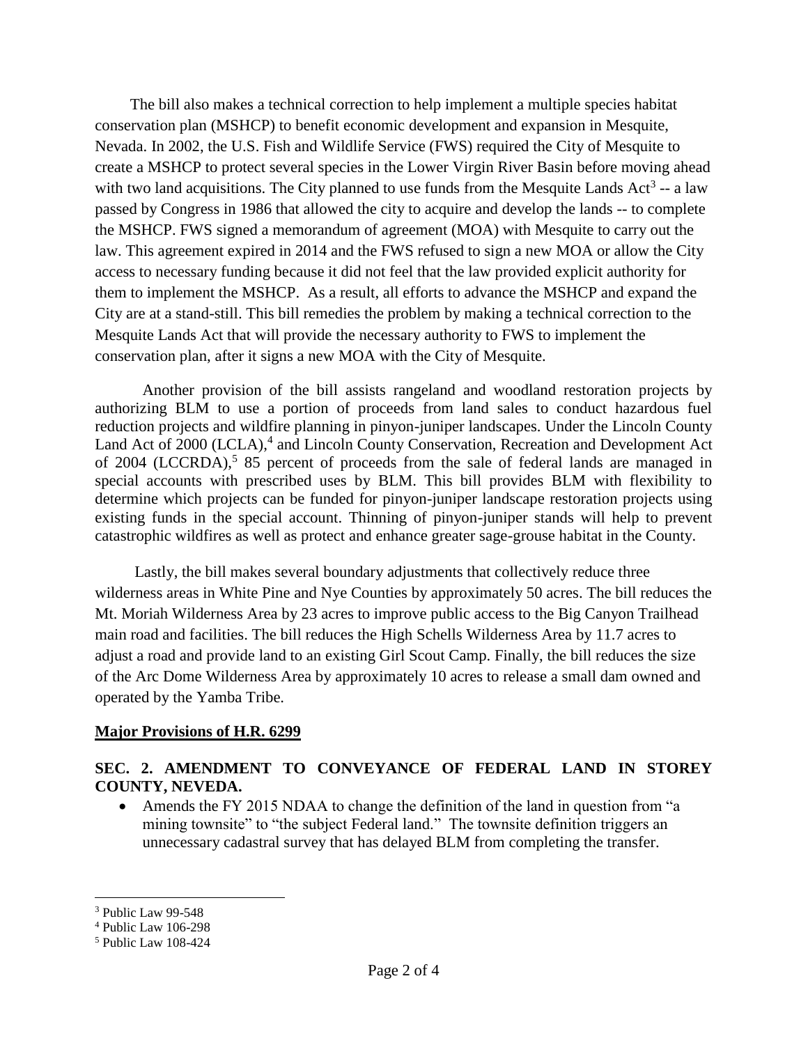The bill also makes a technical correction to help implement a multiple species habitat conservation plan (MSHCP) to benefit economic development and expansion in Mesquite, Nevada. In 2002, the U.S. Fish and Wildlife Service (FWS) required the City of Mesquite to create a MSHCP to protect several species in the Lower Virgin River Basin before moving ahead with two land acquisitions. The City planned to use funds from the Mesquite Lands Act[3] -- a law passed by Congress in 1986 that allowed the city to acquire and develop the lands -- to complete the MSHCP. FWS signed a memorandum of agreement (MOA) with Mesquite to carry out the law. This agreement expired in 2014 and the FWS refused to sign a new MOA or allow the City access to necessary funding because it did not feel that the law provided explicit authority for them to implement the MSHCP. As a result, all efforts to advance the MSHCP and expand the City are at a stand-still. This bill remedies the problem by making a technical correction to the Mesquite Lands Act that will provide the necessary authority to FWS to implement the conservation plan, after it signs a new MOA with the City of Mesquite.

Another provision of the bill assists rangeland and woodland restoration projects by authorizing BLM to use a portion of proceeds from land sales to conduct hazardous fuel reduction projects and wildfire planning in pinyon-juniper landscapes. Under the Lincoln County Land Act of 2000 (LCLA),[4] and Lincoln County Conservation, Recreation and Development Act of 2004 (LCCRDA),[5] 85 percent of proceeds from the sale of federal lands are managed in special accounts with prescribed uses by BLM. This bill provides BLM with flexibility to determine which projects can be funded for pinyon-juniper landscape restoration projects using existing funds in the special account. Thinning of pinyon-juniper stands will help to prevent catastrophic wildfires as well as protect and enhance greater sage-grouse habitat in the County.

Lastly, the bill makes several boundary adjustments that collectively reduce three wilderness areas in White Pine and Nye Counties by approximately 50 acres. The bill reduces the Mt. Moriah Wilderness Area by 23 acres to improve public access to the Big Canyon Trailhead main road and facilities. The bill reduces the High Schells Wilderness Area by 11.7 acres to adjust a road and provide land to an existing Girl Scout Camp. Finally, the bill reduces the size of the Arc Dome Wilderness Area by approximately 10 acres to release a small dam owned and operated by the Yamba Tribe.

## Major Provisions of H.R. 6299

### SEC. 2. AMENDMENT TO CONVEYANCE OF FEDERAL LAND IN STOREY COUNTY, NEVEDA.

- Amends the FY 2015 NDAA to change the definition of the land in question from "a mining townsite" to "the subject Federal land." The townsite definition triggers an unnecessary cadastral survey that has delayed BLM from completing the transfer.

---

[3] Public Law 99-548

[4] Public Law 106-298

[5] Public Law 108-424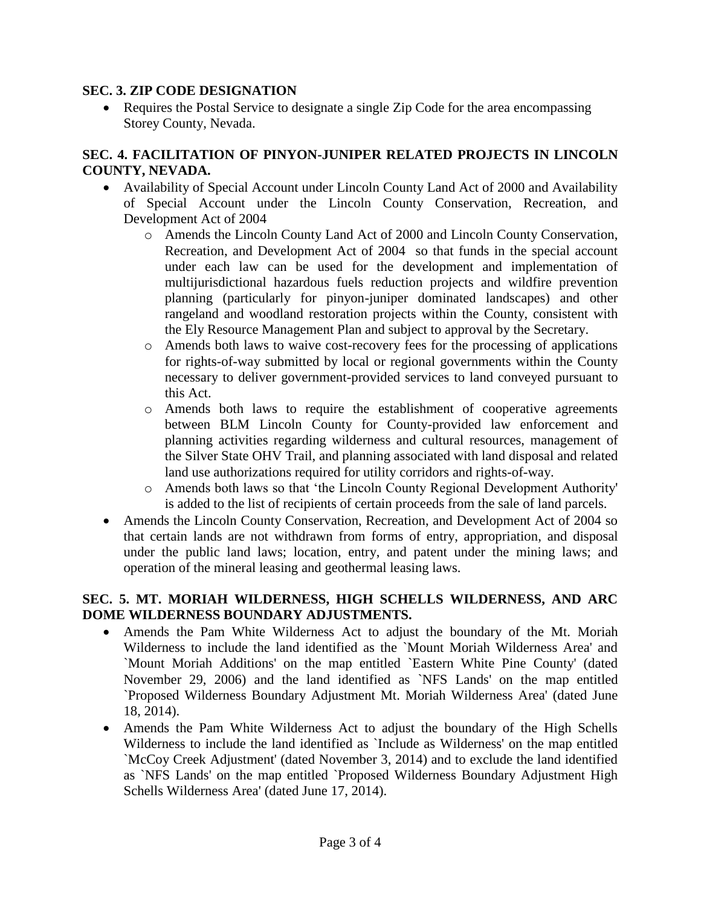**SEC. 3. ZIP CODE DESIGNATION**

- Requires the Postal Service to designate a single Zip Code for the area encompassing Storey County, Nevada.

**SEC. 4. FACILITATION OF PINYON-JUNIPER RELATED PROJECTS IN LINCOLN COUNTY, NEVADA.**

- Availability of Special Account under Lincoln County Land Act of 2000 and Availability of Special Account under the Lincoln County Conservation, Recreation, and Development Act of 2004
  - Amends the Lincoln County Land Act of 2000 and Lincoln County Conservation, Recreation, and Development Act of 2004 so that funds in the special account under each law can be used for the development and implementation of multijurisdictional hazardous fuels reduction projects and wildfire prevention planning (particularly for pinyon-juniper dominated landscapes) and other rangeland and woodland restoration projects within the County, consistent with the Ely Resource Management Plan and subject to approval by the Secretary.
  - Amends both laws to waive cost-recovery fees for the processing of applications for rights-of-way submitted by local or regional governments within the County necessary to deliver government-provided services to land conveyed pursuant to this Act.
  - Amends both laws to require the establishment of cooperative agreements between BLM Lincoln County for County-provided law enforcement and planning activities regarding wilderness and cultural resources, management of the Silver State OHV Trail, and planning associated with land disposal and related land use authorizations required for utility corridors and rights-of-way.
  - Amends both laws so that 'the Lincoln County Regional Development Authority' is added to the list of recipients of certain proceeds from the sale of land parcels.
- Amends the Lincoln County Conservation, Recreation, and Development Act of 2004 so that certain lands are not withdrawn from forms of entry, appropriation, and disposal under the public land laws; location, entry, and patent under the mining laws; and operation of the mineral leasing and geothermal leasing laws.

**SEC. 5. MT. MORIAH WILDERNESS, HIGH SCHELLS WILDERNESS, AND ARC DOME WILDERNESS BOUNDARY ADJUSTMENTS.**

- Amends the Pam White Wilderness Act to adjust the boundary of the Mt. Moriah Wilderness to include the land identified as the `Mount Moriah Wilderness Area' and `Mount Moriah Additions' on the map entitled `Eastern White Pine County' (dated November 29, 2006) and the land identified as `NFS Lands' on the map entitled `Proposed Wilderness Boundary Adjustment Mt. Moriah Wilderness Area' (dated June 18, 2014).
- Amends the Pam White Wilderness Act to adjust the boundary of the High Schells Wilderness to include the land identified as `Include as Wilderness' on the map entitled `McCoy Creek Adjustment' (dated November 3, 2014) and to exclude the land identified as `NFS Lands' on the map entitled `Proposed Wilderness Boundary Adjustment High Schells Wilderness Area' (dated June 17, 2014).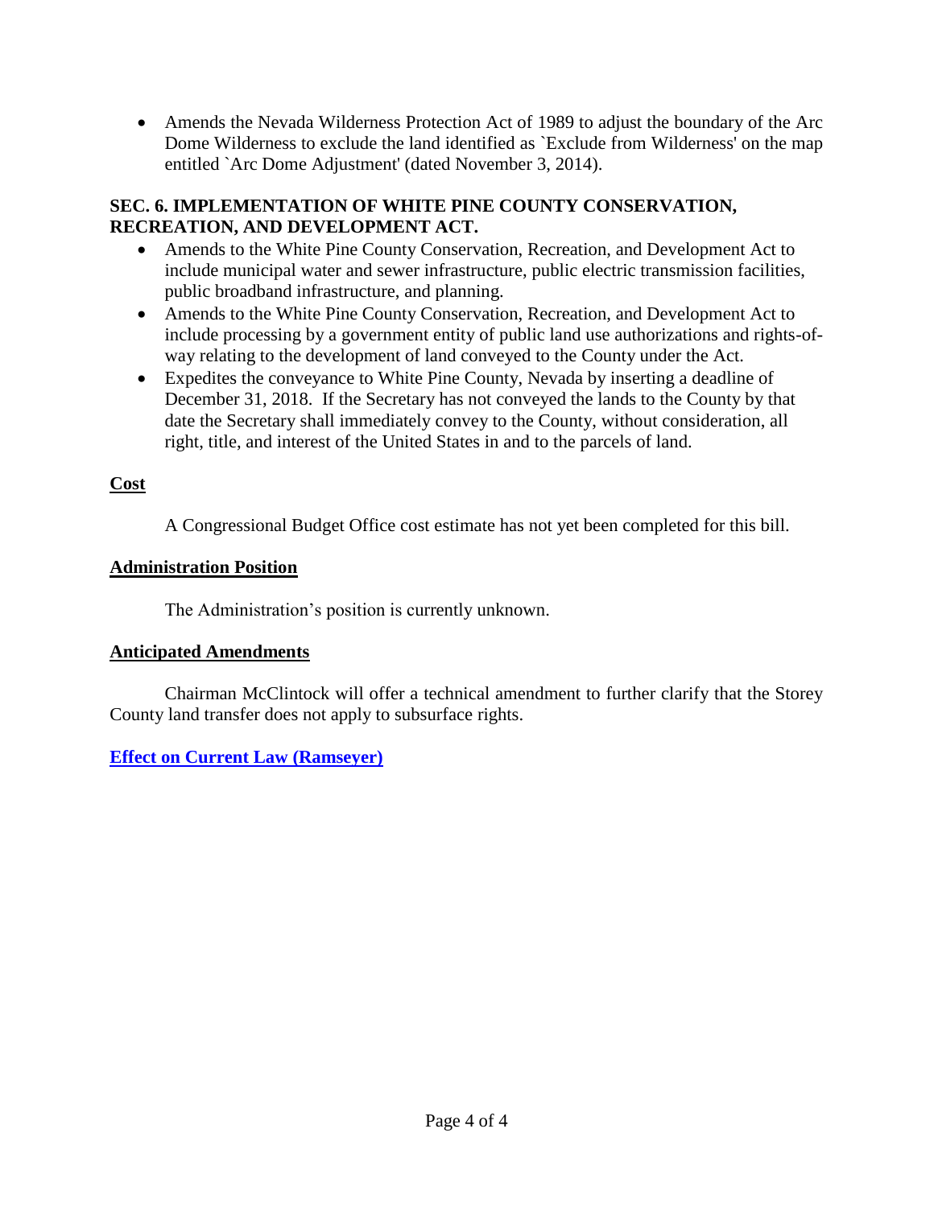- Amends the Nevada Wilderness Protection Act of 1989 to adjust the boundary of the Arc Dome Wilderness to exclude the land identified as `Exclude from Wilderness' on the map entitled `Arc Dome Adjustment' (dated November 3, 2014).

**SEC. 6. IMPLEMENTATION OF WHITE PINE COUNTY CONSERVATION, RECREATION, AND DEVELOPMENT ACT.**

- Amends to the White Pine County Conservation, Recreation, and Development Act to include municipal water and sewer infrastructure, public electric transmission facilities, public broadband infrastructure, and planning.
- Amends to the White Pine County Conservation, Recreation, and Development Act to include processing by a government entity of public land use authorizations and rights-of-way relating to the development of land conveyed to the County under the Act.
- Expedites the conveyance to White Pine County, Nevada by inserting a deadline of December 31, 2018. If the Secretary has not conveyed the lands to the County by that date the Secretary shall immediately convey to the County, without consideration, all right, title, and interest of the United States in and to the parcels of land.

## Cost

A Congressional Budget Office cost estimate has not yet been completed for this bill.

## Administration Position

The Administration's position is currently unknown.

## Anticipated Amendments

Chairman McClintock will offer a technical amendment to further clarify that the Storey County land transfer does not apply to subsurface rights.

**Effect on Current Law (Ramseyer)**